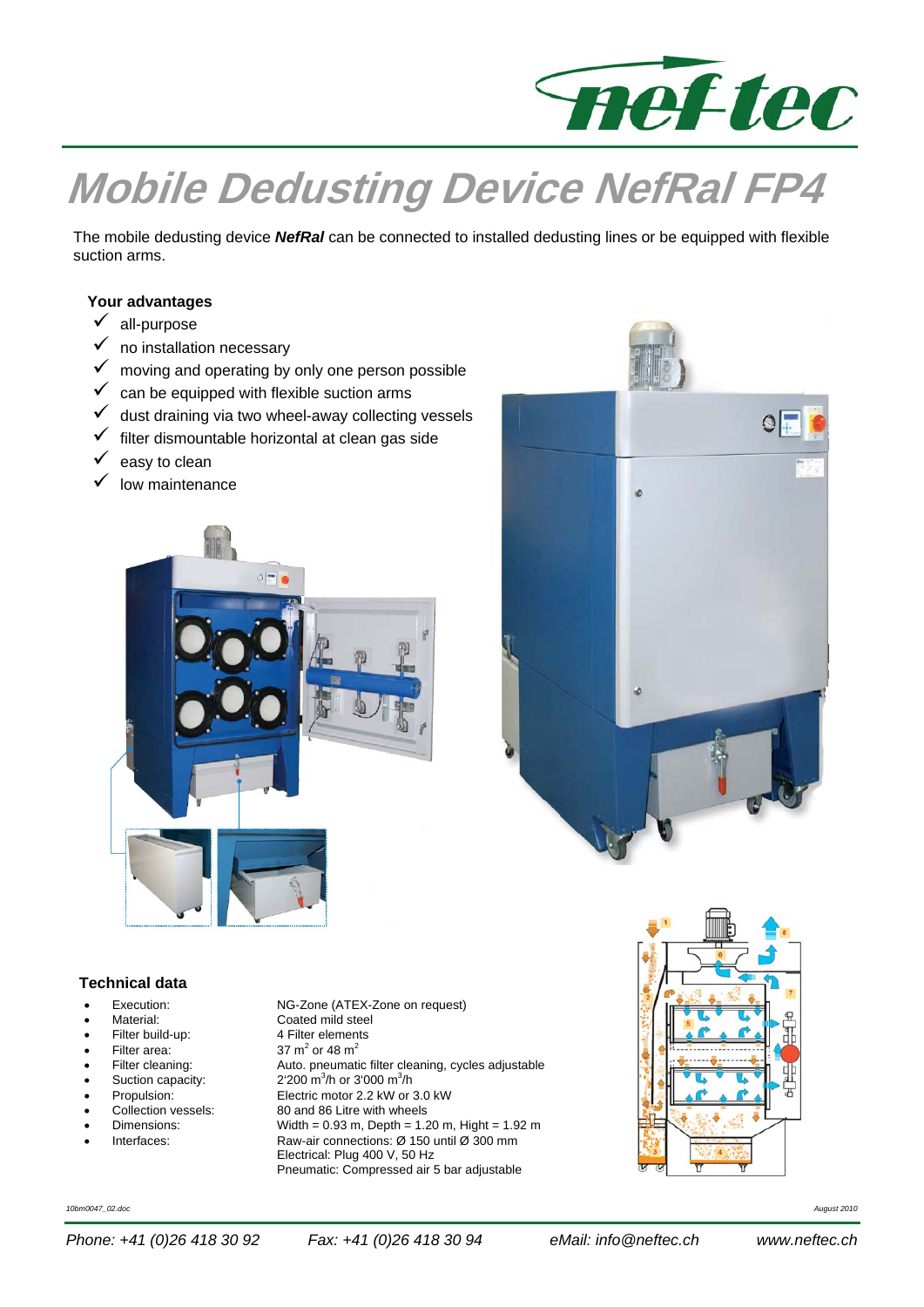# Mobile Dedusting Device NefRal FP4

The mobile dedusting device ***NefRal*** can be connected to installed dedusting lines or be equipped with flexible suction arms.

### Your advantages

- ✓ all-purpose
- ✓ no installation necessary
- ✓ moving and operating by only one person possible
- ✓ can be equipped with flexible suction arms
- ✓ dust draining via two wheel-away collecting vessels
- ✓ filter dismountable horizontal at clean gas side
- ✓ easy to clean
- ✓ low maintenance

### Technical data

| | |
|---|---|
| Execution: | NG-Zone (ATEX-Zone on request) |
| Material: | Coated mild steel |
| Filter build-up: | 4 Filter elements |
| Filter area: | 37 $m^2$ or 48 $m^2$ |
| Filter cleaning: | Auto. pneumatic filter cleaning, cycles adjustable |
| Suction capacity: | 2'200 $m^3$/h or 3'000 $m^3$/h |
| Propulsion: | Electric motor 2.2 kW or 3.0 kW |
| Collection vessels: | 80 and 86 Litre with wheels |
| Dimensions: | Width = 0.93 m, Depth = 1.20 m, Hight = 1.92 m |
| Interfaces: | Raw-air connections: Ø 150 until Ø 300 mm<br>Electrical: Plug 400 V, 50 Hz<br>Pneumatic: Compressed air 5 bar adjustable |

*10bm0047_02.doc* *August 2010*

*Phone: +41 (0)26 418 30 92* *Fax: +41 (0)26 418 30 94* *eMail: info@neftec.ch* *www.neftec.ch*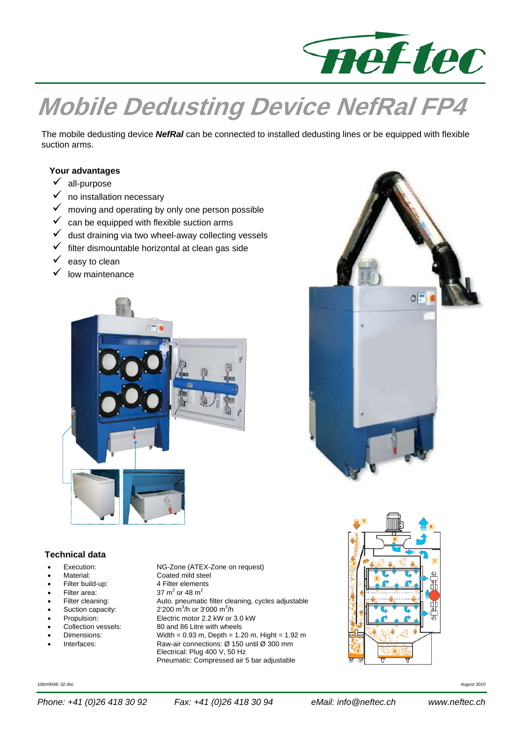# Mobile Dedusting Device NefRal FP4

The mobile dedusting device ***NefRal*** can be connected to installed dedusting lines or be equipped with flexible suction arms.

**Your advantages**

- ✓ all-purpose
- ✓ no installation necessary
- ✓ moving and operating by only one person possible
- ✓ can be equipped with flexible suction arms
- ✓ dust draining via two wheel-away collecting vessels
- ✓ filter dismountable horizontal at clean gas side
- ✓ easy to clean
- ✓ low maintenance

**Technical data**

| | |
|---|---|
| Execution: | NG-Zone (ATEX-Zone on request) |
| Material: | Coated mild steel |
| Filter build-up: | 4 Filter elements |
| Filter area: | 37 $m^2$ or 48 $m^2$ |
| Filter cleaning: | Auto. pneumatic filter cleaning, cycles adjustable |
| Suction capacity: | 2'200 $m^3$/h or 3'000 $m^3$/h |
| Propulsion: | Electric motor 2.2 kW or 3.0 kW |
| Collection vessels: | 80 and 86 Litre with wheels |
| Dimensions: | Width = 0.93 m, Depth = 1.20 m, Hight = 1.92 m |
| Interfaces: | Raw-air connections: Ø 150 until Ø 300 mm<br>Electrical: Plug 400 V, 50 Hz<br>Pneumatic: Compressed air 5 bar adjustable |

1
2
3
4
5
6
7
8

10bm0048_02.doc

August 2010

*Phone: +41 (0)26 418 30 92 Fax: +41 (0)26 418 30 94 eMail: info@neftec.ch www.neftec.ch*